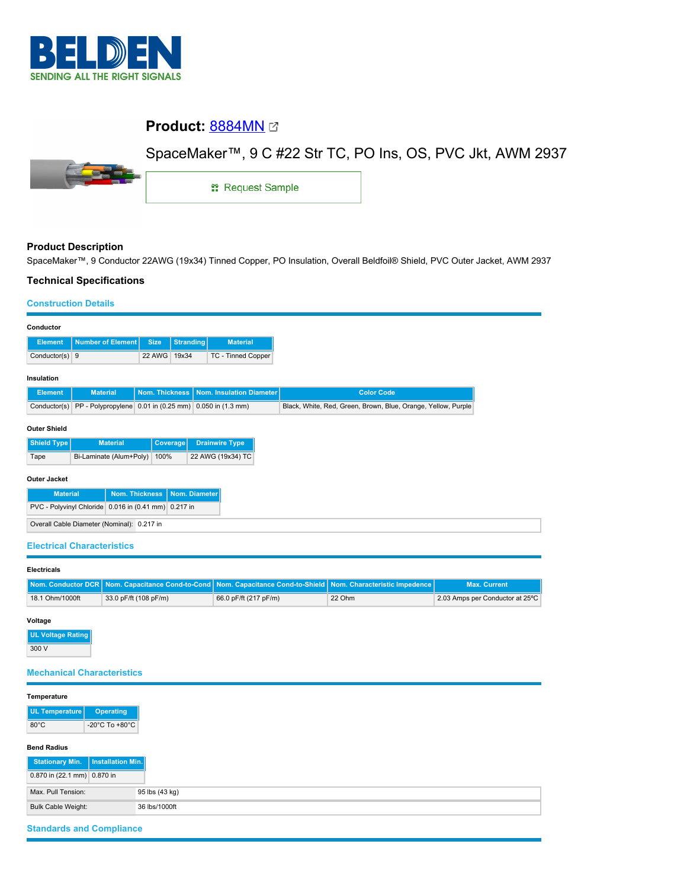# Product: [8884MN]

SpaceMaker™, 9 C #22 Str TC, PO Ins, OS, PVC Jkt, AWM 2937

Request Sample

## Product Description

SpaceMaker™, 9 Conductor 22AWG (19x34) Tinned Copper, PO Insulation, Overall Beldfoil® Shield, PVC Outer Jacket, AWM 2937

## Technical Specifications

### Construction Details

**Conductor**

| Element | Number of Element | Size | Stranding | Material |
|---|---|---|---|---|
| Conductor(s) | 9 | 22 AWG | 19x34 | TC - Tinned Copper |

**Insulation**

| Element | Material | Nom. Thickness | Nom. Insulation Diameter | Color Code |
|---|---|---|---|---|
| Conductor(s) | PP - Polypropylene | 0.01 in (0.25 mm) | 0.050 in (1.3 mm) | Black, White, Red, Green, Brown, Blue, Orange, Yellow, Purple |

**Outer Shield**

| Shield Type | Material | Coverage | Drainwire Type |
|---|---|---|---|
| Tape | Bi-Laminate (Alum+Poly) | 100% | 22 AWG (19x34) TC |

**Outer Jacket**

| Material | Nom. Thickness | Nom. Diameter |
|---|---|---|
| PVC - Polyvinyl Chloride | 0.016 in (0.41 mm) | 0.217 in |

| Overall Cable Diameter (Nominal): | 0.217 in |
|---|---|

### Electrical Characteristics

**Electricals**

| Nom. Conductor DCR | Nom. Capacitance Cond-to-Cond | Nom. Capacitance Cond-to-Shield | Nom. Characteristic Impedence | Max. Current |
|---|---|---|---|---|
| 18.1 Ohm/1000ft | 33.0 pF/ft (108 pF/m) | 66.0 pF/ft (217 pF/m) | 22 Ohm | 2.03 Amps per Conductor at 25ºC |

**Voltage**

| UL Voltage Rating |
|---|
| 300 V |

### Mechanical Characteristics

**Temperature**

| UL Temperature | Operating |
|---|---|
| 80°C | -20°C To +80°C |

**Bend Radius**

| Stationary Min. | Installation Min. |
|---|---|
| 0.870 in (22.1 mm) | 0.870 in |

| Max. Pull Tension: | 95 lbs (43 kg) |
|---|---|
| Bulk Cable Weight: | 36 lbs/1000ft |

### Standards and Compliance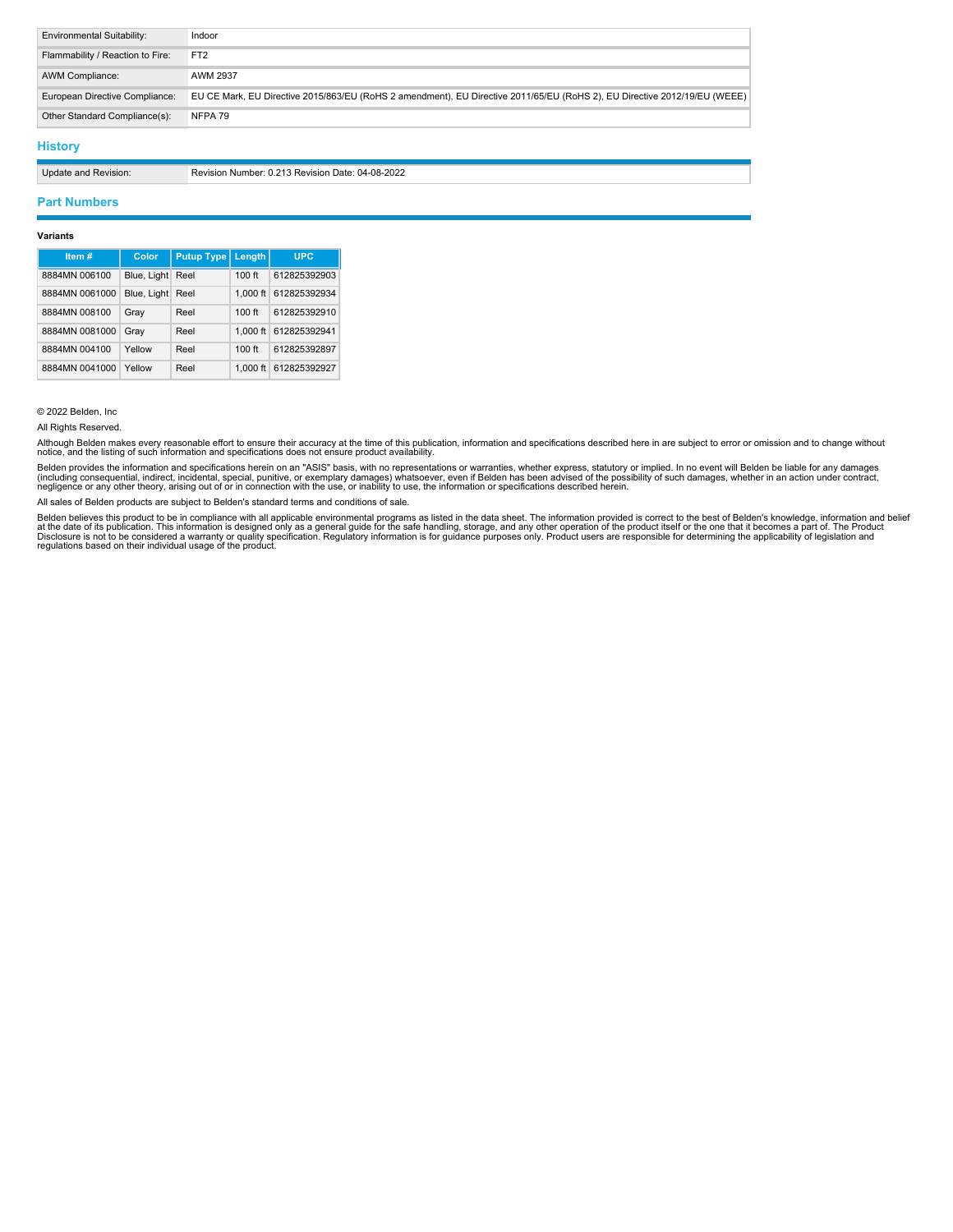| | |
|---|---|
| Environmental Suitability: | Indoor |
| Flammability / Reaction to Fire: | FT2 |
| AWM Compliance: | AWM 2937 |
| European Directive Compliance: | EU CE Mark, EU Directive 2015/863/EU (RoHS 2 amendment), EU Directive 2011/65/EU (RoHS 2), EU Directive 2012/19/EU (WEEE) |
| Other Standard Compliance(s): | NFPA 79 |

## History

| | |
|---|---|
| Update and Revision: | Revision Number: 0.213 Revision Date: 04-08-2022 |

## Part Numbers

**Variants**

| Item # | Color | Putup Type | Length | UPC |
|---|---|---|---|---|
| 8884MN 006100 | Blue, Light | Reel | 100 ft | 612825392903 |
| 8884MN 0061000 | Blue, Light | Reel | 1,000 ft | 612825392934 |
| 8884MN 008100 | Gray | Reel | 100 ft | 612825392910 |
| 8884MN 0081000 | Gray | Reel | 1,000 ft | 612825392941 |
| 8884MN 004100 | Yellow | Reel | 100 ft | 612825392897 |
| 8884MN 0041000 | Yellow | Reel | 1,000 ft | 612825392927 |

© 2022 Belden, Inc

All Rights Reserved.

Although Belden makes every reasonable effort to ensure their accuracy at the time of this publication, information and specifications described here in are subject to error or omission and to change without notice, and the listing of such information and specifications does not ensure product availability.

Belden provides the information and specifications herein on an "ASIS" basis, with no representations or warranties, whether express, statutory or implied. In no event will Belden be liable for any damages (including consequential, indirect, incidental, special, punitive, or exemplary damages) whatsoever, even if Belden has been advised of the possibility of such damages, whether in an action under contract, negligence or any other theory, arising out of or in connection with the use, or inability to use, the information or specifications described herein.

All sales of Belden products are subject to Belden's standard terms and conditions of sale.

Belden believes this product to be in compliance with all applicable environmental programs as listed in the data sheet. The information provided is correct to the best of Belden's knowledge, information and belief at the date of its publication. This information is designed only as a general guide for the safe handling, storage, and any other operation of the product itself or the one that it becomes a part of. The Product Disclosure is not to be considered a warranty or quality specification. Regulatory information is for guidance purposes only. Product users are responsible for determining the applicability of legislation and regulations based on their individual usage of the product.